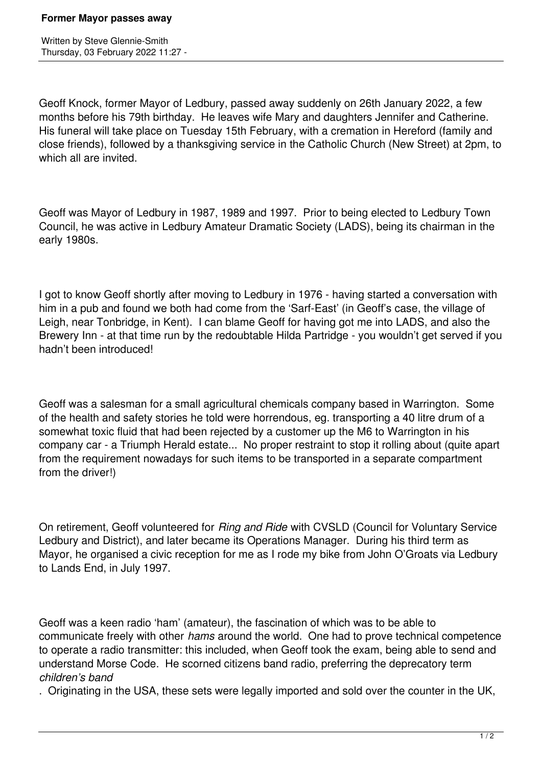# Former Mayor passes away

Written by Steve Glennie-Smith
Thursday, 03 February 2022 11:27 -

Geoff Knock, former Mayor of Ledbury, passed away suddenly on 26th January 2022, a few months before his 79th birthday. He leaves wife Mary and daughters Jennifer and Catherine. His funeral will take place on Tuesday 15th February, with a cremation in Hereford (family and close friends), followed by a thanksgiving service in the Catholic Church (New Street) at 2pm, to which all are invited.

Geoff was Mayor of Ledbury in 1987, 1989 and 1997. Prior to being elected to Ledbury Town Council, he was active in Ledbury Amateur Dramatic Society (LADS), being its chairman in the early 1980s.

I got to know Geoff shortly after moving to Ledbury in 1976 - having started a conversation with him in a pub and found we both had come from the 'Sarf-East' (in Geoff's case, the village of Leigh, near Tonbridge, in Kent). I can blame Geoff for having got me into LADS, and also the Brewery Inn - at that time run by the redoubtable Hilda Partridge - you wouldn't get served if you hadn't been introduced!

Geoff was a salesman for a small agricultural chemicals company based in Warrington. Some of the health and safety stories he told were horrendous, eg. transporting a 40 litre drum of a somewhat toxic fluid that had been rejected by a customer up the M6 to Warrington in his company car - a Triumph Herald estate... No proper restraint to stop it rolling about (quite apart from the requirement nowadays for such items to be transported in a separate compartment from the driver!)

On retirement, Geoff volunteered for *Ring and Ride* with CVSLD (Council for Voluntary Service Ledbury and District), and later became its Operations Manager. During his third term as Mayor, he organised a civic reception for me as I rode my bike from John O'Groats via Ledbury to Lands End, in July 1997.

Geoff was a keen radio 'ham' (amateur), the fascination of which was to be able to communicate freely with other *hams* around the world. One had to prove technical competence to operate a radio transmitter: this included, when Geoff took the exam, being able to send and understand Morse Code. He scorned citizens band radio, preferring the deprecatory term *children's band*. Originating in the USA, these sets were legally imported and sold over the counter in the UK,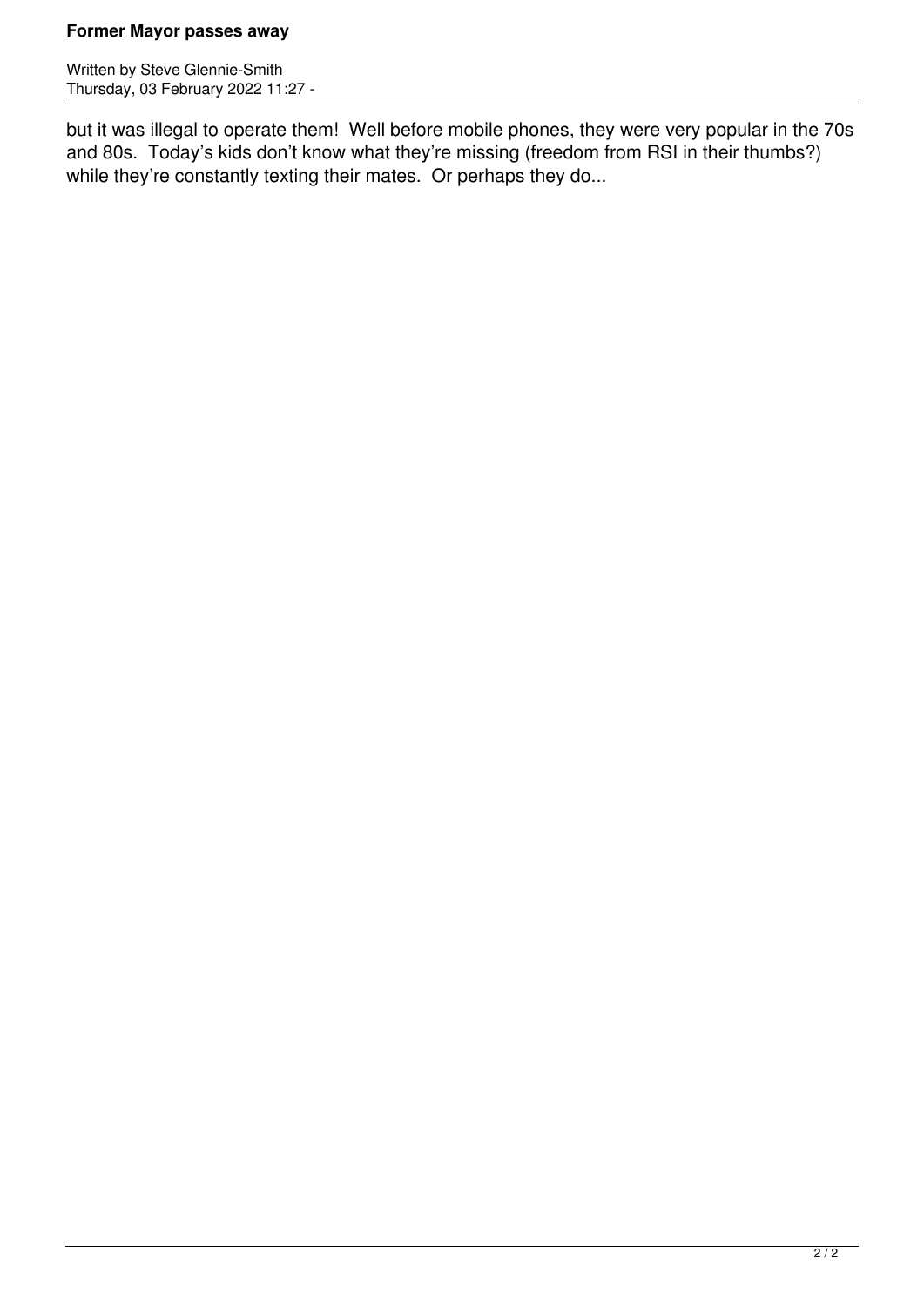but it was illegal to operate them! Well before mobile phones, they were very popular in the 70s and 80s. Today's kids don't know what they're missing (freedom from RSI in their thumbs?) while they're constantly texting their mates. Or perhaps they do...